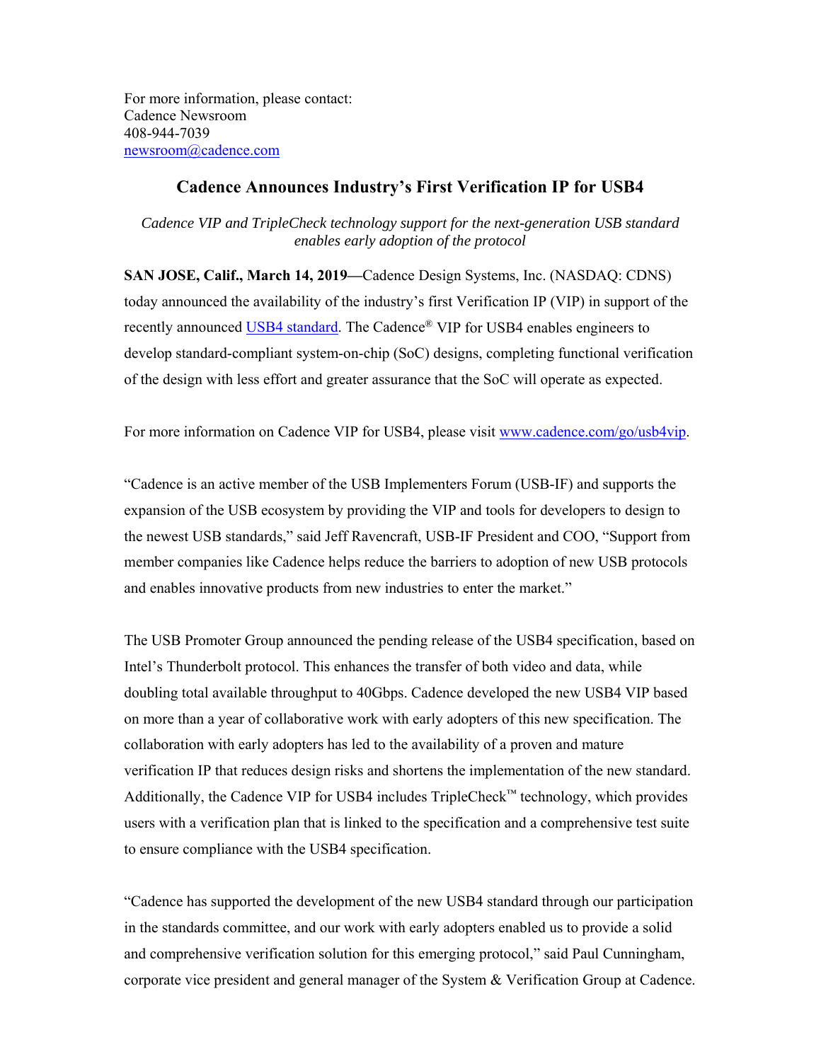For more information, please contact:
Cadence Newsroom
408-944-7039
newsroom@cadence.com

# Cadence Announces Industry's First Verification IP for USB4

*Cadence VIP and TripleCheck technology support for the next-generation USB standard enables early adoption of the protocol*

**SAN JOSE, Calif., March 14, 2019**—Cadence Design Systems, Inc. (NASDAQ: CDNS) today announced the availability of the industry's first Verification IP (VIP) in support of the recently announced USB4 standard. The Cadence® VIP for USB4 enables engineers to develop standard-compliant system-on-chip (SoC) designs, completing functional verification of the design with less effort and greater assurance that the SoC will operate as expected.

For more information on Cadence VIP for USB4, please visit www.cadence.com/go/usb4vip.

"Cadence is an active member of the USB Implementers Forum (USB-IF) and supports the expansion of the USB ecosystem by providing the VIP and tools for developers to design to the newest USB standards," said Jeff Ravencraft, USB-IF President and COO, "Support from member companies like Cadence helps reduce the barriers to adoption of new USB protocols and enables innovative products from new industries to enter the market."

The USB Promoter Group announced the pending release of the USB4 specification, based on Intel's Thunderbolt protocol. This enhances the transfer of both video and data, while doubling total available throughput to 40Gbps. Cadence developed the new USB4 VIP based on more than a year of collaborative work with early adopters of this new specification. The collaboration with early adopters has led to the availability of a proven and mature verification IP that reduces design risks and shortens the implementation of the new standard. Additionally, the Cadence VIP for USB4 includes TripleCheck™ technology, which provides users with a verification plan that is linked to the specification and a comprehensive test suite to ensure compliance with the USB4 specification.

"Cadence has supported the development of the new USB4 standard through our participation in the standards committee, and our work with early adopters enabled us to provide a solid and comprehensive verification solution for this emerging protocol," said Paul Cunningham, corporate vice president and general manager of the System & Verification Group at Cadence.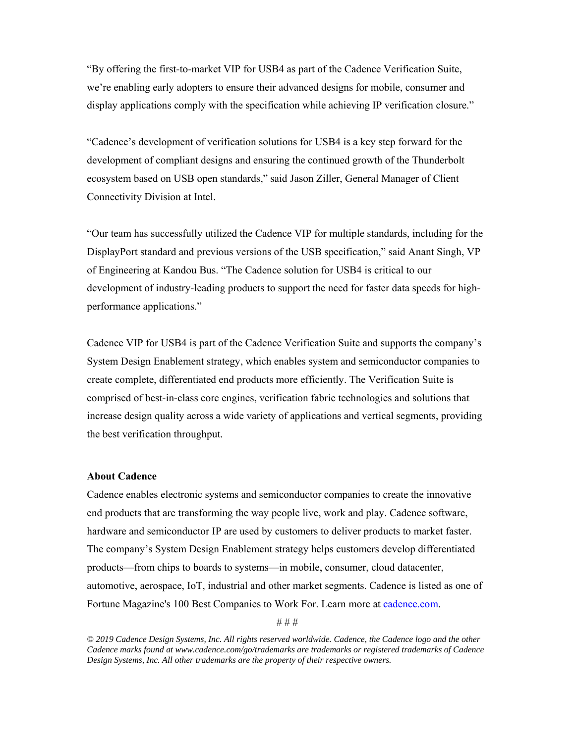"By offering the first-to-market VIP for USB4 as part of the Cadence Verification Suite, we're enabling early adopters to ensure their advanced designs for mobile, consumer and display applications comply with the specification while achieving IP verification closure."

"Cadence's development of verification solutions for USB4 is a key step forward for the development of compliant designs and ensuring the continued growth of the Thunderbolt ecosystem based on USB open standards," said Jason Ziller, General Manager of Client Connectivity Division at Intel.

"Our team has successfully utilized the Cadence VIP for multiple standards, including for the DisplayPort standard and previous versions of the USB specification," said Anant Singh, VP of Engineering at Kandou Bus. "The Cadence solution for USB4 is critical to our development of industry-leading products to support the need for faster data speeds for high-performance applications."

Cadence VIP for USB4 is part of the Cadence Verification Suite and supports the company's System Design Enablement strategy, which enables system and semiconductor companies to create complete, differentiated end products more efficiently. The Verification Suite is comprised of best-in-class core engines, verification fabric technologies and solutions that increase design quality across a wide variety of applications and vertical segments, providing the best verification throughput.

**About Cadence**

Cadence enables electronic systems and semiconductor companies to create the innovative end products that are transforming the way people live, work and play. Cadence software, hardware and semiconductor IP are used by customers to deliver products to market faster. The company's System Design Enablement strategy helps customers develop differentiated products—from chips to boards to systems—in mobile, consumer, cloud datacenter, automotive, aerospace, IoT, industrial and other market segments. Cadence is listed as one of Fortune Magazine's 100 Best Companies to Work For. Learn more at [cadence.com.](https://www.cadence.com)

# # #

*© 2019 Cadence Design Systems, Inc. All rights reserved worldwide. Cadence, the Cadence logo and the other Cadence marks found at www.cadence.com/go/trademarks are trademarks or registered trademarks of Cadence Design Systems, Inc. All other trademarks are the property of their respective owners.*